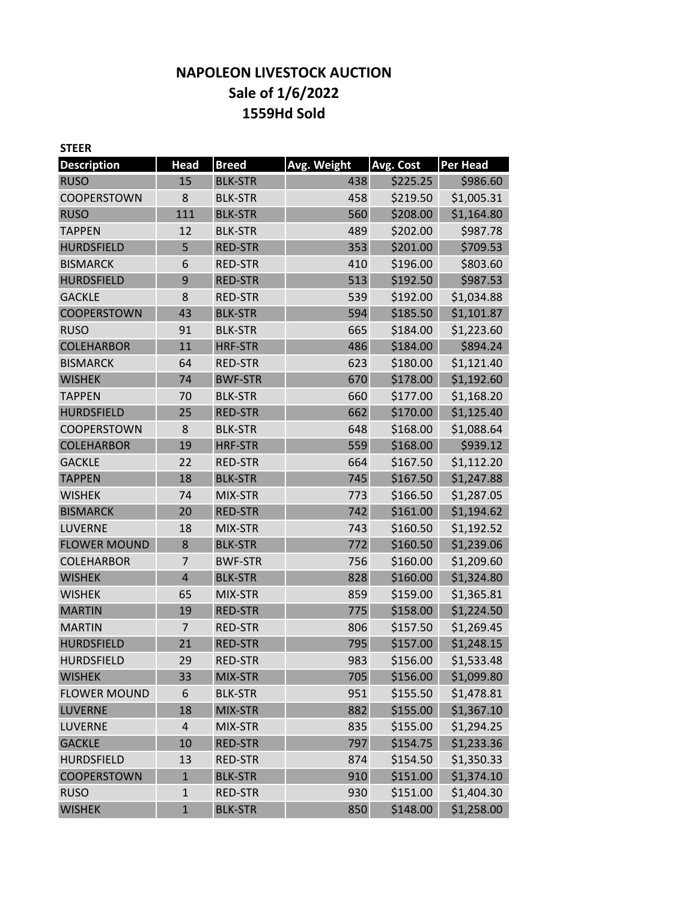# NAPOLEON LIVESTOCK AUCTION

## Sale of 1/6/2022

## 1559Hd Sold

**STEER**

| Description | Head | Breed | Avg. Weight | Avg. Cost | Per Head |
|---|---|---|---|---|---|
| RUSO | 15 | BLK-STR | 438 | $225.25 | $986.60 |
| COOPERSTOWN | 8 | BLK-STR | 458 | $219.50 | $1,005.31 |
| RUSO | 111 | BLK-STR | 560 | $208.00 | $1,164.80 |
| TAPPEN | 12 | BLK-STR | 489 | $202.00 | $987.78 |
| HURDSFIELD | 5 | RED-STR | 353 | $201.00 | $709.53 |
| BISMARCK | 6 | RED-STR | 410 | $196.00 | $803.60 |
| HURDSFIELD | 9 | RED-STR | 513 | $192.50 | $987.53 |
| GACKLE | 8 | RED-STR | 539 | $192.00 | $1,034.88 |
| COOPERSTOWN | 43 | BLK-STR | 594 | $185.50 | $1,101.87 |
| RUSO | 91 | BLK-STR | 665 | $184.00 | $1,223.60 |
| COLEHARBOR | 11 | HRF-STR | 486 | $184.00 | $894.24 |
| BISMARCK | 64 | RED-STR | 623 | $180.00 | $1,121.40 |
| WISHEK | 74 | BWF-STR | 670 | $178.00 | $1,192.60 |
| TAPPEN | 70 | BLK-STR | 660 | $177.00 | $1,168.20 |
| HURDSFIELD | 25 | RED-STR | 662 | $170.00 | $1,125.40 |
| COOPERSTOWN | 8 | BLK-STR | 648 | $168.00 | $1,088.64 |
| COLEHARBOR | 19 | HRF-STR | 559 | $168.00 | $939.12 |
| GACKLE | 22 | RED-STR | 664 | $167.50 | $1,112.20 |
| TAPPEN | 18 | BLK-STR | 745 | $167.50 | $1,247.88 |
| WISHEK | 74 | MIX-STR | 773 | $166.50 | $1,287.05 |
| BISMARCK | 20 | RED-STR | 742 | $161.00 | $1,194.62 |
| LUVERNE | 18 | MIX-STR | 743 | $160.50 | $1,192.52 |
| FLOWER MOUND | 8 | BLK-STR | 772 | $160.50 | $1,239.06 |
| COLEHARBOR | 7 | BWF-STR | 756 | $160.00 | $1,209.60 |
| WISHEK | 4 | BLK-STR | 828 | $160.00 | $1,324.80 |
| WISHEK | 65 | MIX-STR | 859 | $159.00 | $1,365.81 |
| MARTIN | 19 | RED-STR | 775 | $158.00 | $1,224.50 |
| MARTIN | 7 | RED-STR | 806 | $157.50 | $1,269.45 |
| HURDSFIELD | 21 | RED-STR | 795 | $157.00 | $1,248.15 |
| HURDSFIELD | 29 | RED-STR | 983 | $156.00 | $1,533.48 |
| WISHEK | 33 | MIX-STR | 705 | $156.00 | $1,099.80 |
| FLOWER MOUND | 6 | BLK-STR | 951 | $155.50 | $1,478.81 |
| LUVERNE | 18 | MIX-STR | 882 | $155.00 | $1,367.10 |
| LUVERNE | 4 | MIX-STR | 835 | $155.00 | $1,294.25 |
| GACKLE | 10 | RED-STR | 797 | $154.75 | $1,233.36 |
| HURDSFIELD | 13 | RED-STR | 874 | $154.50 | $1,350.33 |
| COOPERSTOWN | 1 | BLK-STR | 910 | $151.00 | $1,374.10 |
| RUSO | 1 | RED-STR | 930 | $151.00 | $1,404.30 |
| WISHEK | 1 | BLK-STR | 850 | $148.00 | $1,258.00 |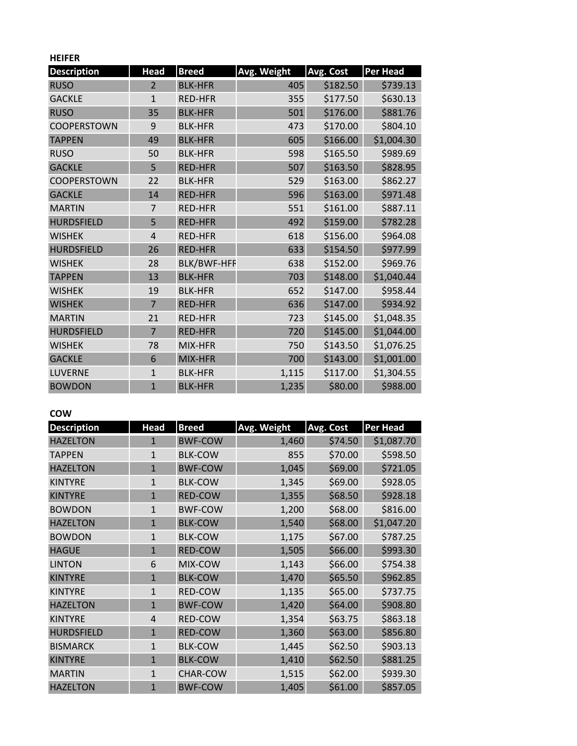**HEIFER**

| Description | Head | Breed | Avg. Weight | Avg. Cost | Per Head |
| --- | --- | --- | --- | --- | --- |
| RUSO | 2 | BLK-HFR | 405 | $182.50 | $739.13 |
| GACKLE | 1 | RED-HFR | 355 | $177.50 | $630.13 |
| RUSO | 35 | BLK-HFR | 501 | $176.00 | $881.76 |
| COOPERSTOWN | 9 | BLK-HFR | 473 | $170.00 | $804.10 |
| TAPPEN | 49 | BLK-HFR | 605 | $166.00 | $1,004.30 |
| RUSO | 50 | BLK-HFR | 598 | $165.50 | $989.69 |
| GACKLE | 5 | RED-HFR | 507 | $163.50 | $828.95 |
| COOPERSTOWN | 22 | BLK-HFR | 529 | $163.00 | $862.27 |
| GACKLE | 14 | RED-HFR | 596 | $163.00 | $971.48 |
| MARTIN | 7 | RED-HFR | 551 | $161.00 | $887.11 |
| HURDSFIELD | 5 | RED-HFR | 492 | $159.00 | $782.28 |
| WISHEK | 4 | RED-HFR | 618 | $156.00 | $964.08 |
| HURDSFIELD | 26 | RED-HFR | 633 | $154.50 | $977.99 |
| WISHEK | 28 | BLK/BWF-HFR | 638 | $152.00 | $969.76 |
| TAPPEN | 13 | BLK-HFR | 703 | $148.00 | $1,040.44 |
| WISHEK | 19 | BLK-HFR | 652 | $147.00 | $958.44 |
| WISHEK | 7 | RED-HFR | 636 | $147.00 | $934.92 |
| MARTIN | 21 | RED-HFR | 723 | $145.00 | $1,048.35 |
| HURDSFIELD | 7 | RED-HFR | 720 | $145.00 | $1,044.00 |
| WISHEK | 78 | MIX-HFR | 750 | $143.50 | $1,076.25 |
| GACKLE | 6 | MIX-HFR | 700 | $143.00 | $1,001.00 |
| LUVERNE | 1 | BLK-HFR | 1,115 | $117.00 | $1,304.55 |
| BOWDON | 1 | BLK-HFR | 1,235 | $80.00 | $988.00 |

**COW**

| Description | Head | Breed | Avg. Weight | Avg. Cost | Per Head |
| --- | --- | --- | --- | --- | --- |
| HAZELTON | 1 | BWF-COW | 1,460 | $74.50 | $1,087.70 |
| TAPPEN | 1 | BLK-COW | 855 | $70.00 | $598.50 |
| HAZELTON | 1 | BWF-COW | 1,045 | $69.00 | $721.05 |
| KINTYRE | 1 | BLK-COW | 1,345 | $69.00 | $928.05 |
| KINTYRE | 1 | RED-COW | 1,355 | $68.50 | $928.18 |
| BOWDON | 1 | BWF-COW | 1,200 | $68.00 | $816.00 |
| HAZELTON | 1 | BLK-COW | 1,540 | $68.00 | $1,047.20 |
| BOWDON | 1 | BLK-COW | 1,175 | $67.00 | $787.25 |
| HAGUE | 1 | RED-COW | 1,505 | $66.00 | $993.30 |
| LINTON | 6 | MIX-COW | 1,143 | $66.00 | $754.38 |
| KINTYRE | 1 | BLK-COW | 1,470 | $65.50 | $962.85 |
| KINTYRE | 1 | RED-COW | 1,135 | $65.00 | $737.75 |
| HAZELTON | 1 | BWF-COW | 1,420 | $64.00 | $908.80 |
| KINTYRE | 4 | RED-COW | 1,354 | $63.75 | $863.18 |
| HURDSFIELD | 1 | RED-COW | 1,360 | $63.00 | $856.80 |
| BISMARCK | 1 | BLK-COW | 1,445 | $62.50 | $903.13 |
| KINTYRE | 1 | BLK-COW | 1,410 | $62.50 | $881.25 |
| MARTIN | 1 | CHAR-COW | 1,515 | $62.00 | $939.30 |
| HAZELTON | 1 | BWF-COW | 1,405 | $61.00 | $857.05 |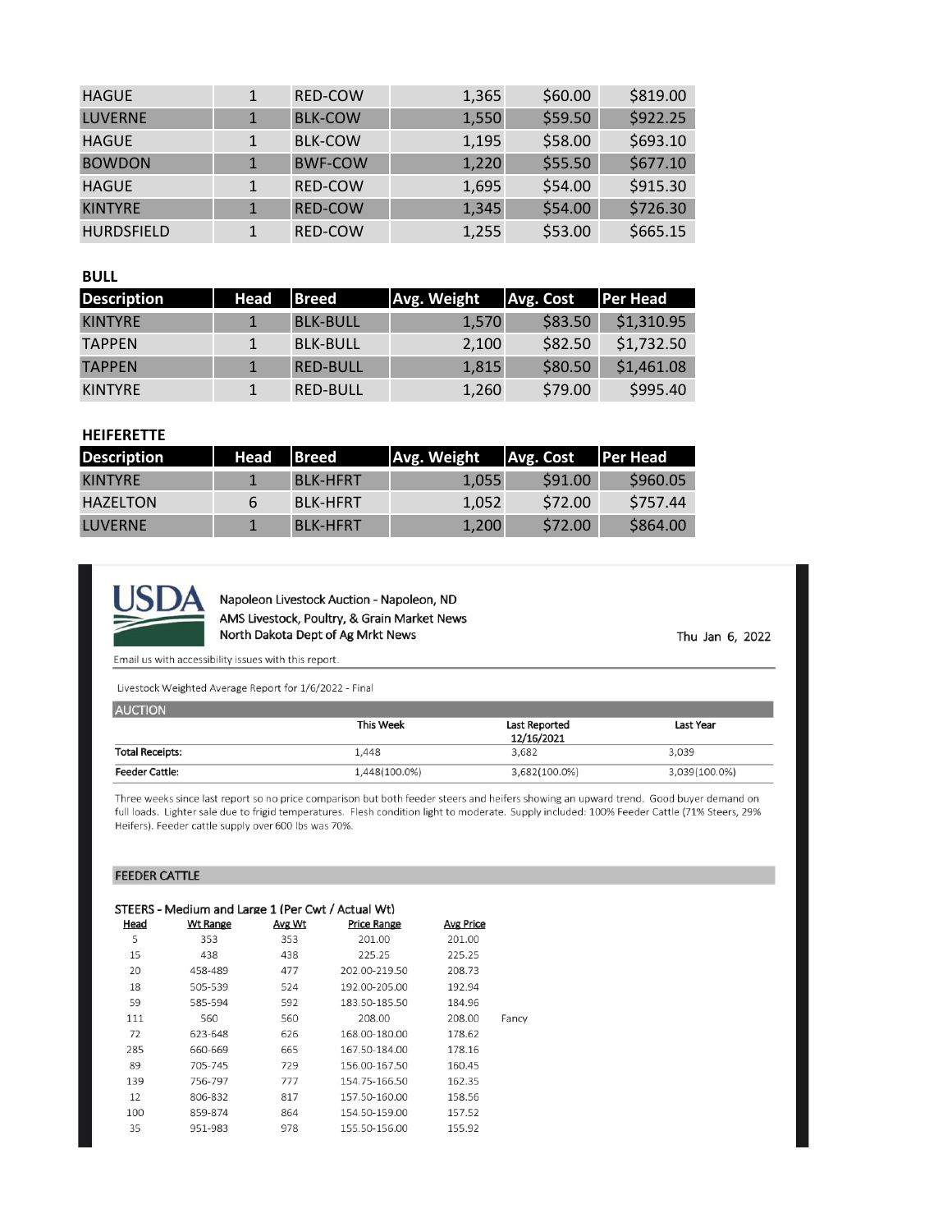| HAGUE | 1 | RED-COW | 1,365 | $60.00 | $819.00 |
|---|---|---|---|---|---|
| LUVERNE | 1 | BLK-COW | 1,550 | $59.50 | $922.25 |
| HAGUE | 1 | BLK-COW | 1,195 | $58.00 | $693.10 |
| BOWDON | 1 | BWF-COW | 1,220 | $55.50 | $677.10 |
| HAGUE | 1 | RED-COW | 1,695 | $54.00 | $915.30 |
| KINTYRE | 1 | RED-COW | 1,345 | $54.00 | $726.30 |
| HURDSFIELD | 1 | RED-COW | 1,255 | $53.00 | $665.15 |

**BULL**

| Description | Head | Breed | Avg. Weight | Avg. Cost | Per Head |
|---|---|---|---|---|---|
| KINTYRE | 1 | BLK-BULL | 1,570 | $83.50 | $1,310.95 |
| TAPPEN | 1 | BLK-BULL | 2,100 | $82.50 | $1,732.50 |
| TAPPEN | 1 | RED-BULL | 1,815 | $80.50 | $1,461.08 |
| KINTYRE | 1 | RED-BULL | 1,260 | $79.00 | $995.40 |

**HEIFERETTE**

| Description | Head | Breed | Avg. Weight | Avg. Cost | Per Head |
|---|---|---|---|---|---|
| KINTYRE | 1 | BLK-HFRT | 1,055 | $91.00 | $960.05 |
| HAZELTON | 6 | BLK-HFRT | 1,052 | $72.00 | $757.44 |
| LUVERNE | 1 | BLK-HFRT | 1,200 | $72.00 | $864.00 |

USDA

Napoleon Livestock Auction - Napoleon, ND
AMS Livestock, Poultry, & Grain Market News
North Dakota Dept of Ag Mrkt News

Thu Jan 6, 2022

Email us with accessibility issues with this report.

Livestock Weighted Average Report for 1/6/2022 - Final

**AUCTION**

| | This Week | Last Reported 12/16/2021 | Last Year |
|---|---|---|---|
| Total Receipts: | 1,448 | 3,682 | 3,039 |
| Feeder Cattle: | 1,448(100.0%) | 3,682(100.0%) | 3,039(100.0%) |

Three weeks since last report so no price comparison but both feeder steers and heifers showing an upward trend. Good buyer demand on full loads. Lighter sale due to frigid temperatures. Flesh condition light to moderate. Supply included: 100% Feeder Cattle (71% Steers, 29% Heifers). Feeder cattle supply over 600 lbs was 70%.

**FEEDER CATTLE**

STEERS - Medium and Large 1 (Per Cwt / Actual Wt)

| Head | Wt Range | Avg Wt | Price Range | Avg Price | |
|---|---|---|---|---|---|
| 5 | 353 | 353 | 201.00 | 201.00 | |
| 15 | 438 | 438 | 225.25 | 225.25 | |
| 20 | 458-489 | 477 | 202.00-219.50 | 208.73 | |
| 18 | 505-539 | 524 | 192.00-205.00 | 192.94 | |
| 59 | 585-594 | 592 | 183.50-185.50 | 184.96 | |
| 111 | 560 | 560 | 208.00 | 208.00 | Fancy |
| 72 | 623-648 | 626 | 168.00-180.00 | 178.62 | |
| 285 | 660-669 | 665 | 167.50-184.00 | 178.16 | |
| 89 | 705-745 | 729 | 156.00-167.50 | 160.45 | |
| 139 | 756-797 | 777 | 154.75-166.50 | 162.35 | |
| 12 | 806-832 | 817 | 157.50-160.00 | 158.56 | |
| 100 | 859-874 | 864 | 154.50-159.00 | 157.52 | |
| 35 | 951-983 | 978 | 155.50-156.00 | 155.92 | |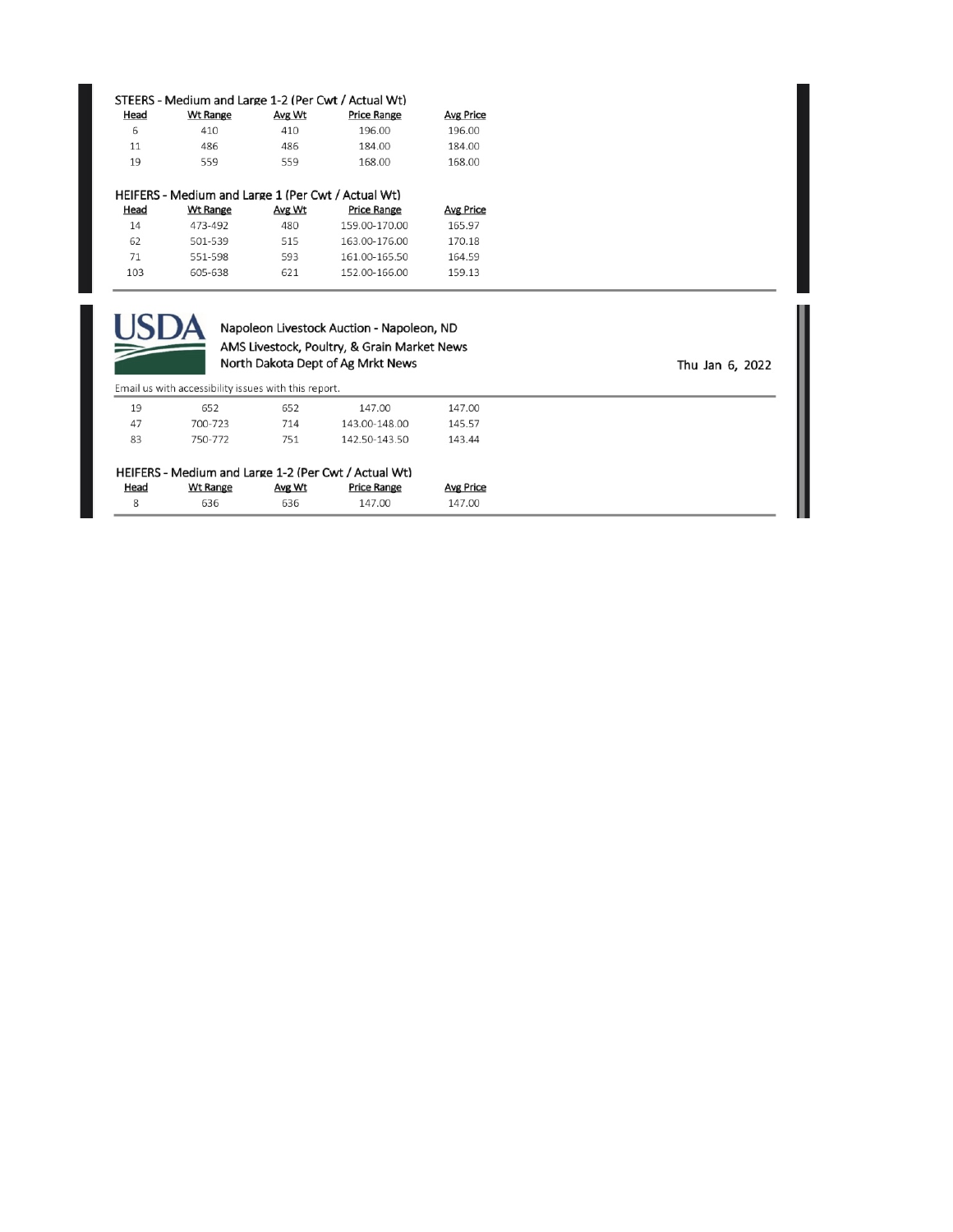### STEERS - Medium and Large 1-2 (Per Cwt / Actual Wt)

| Head | Wt Range | Avg Wt | Price Range | Avg Price |
|---|---|---|---|---|
| 6 | 410 | 410 | 196.00 | 196.00 |
| 11 | 486 | 486 | 184.00 | 184.00 |
| 19 | 559 | 559 | 168.00 | 168.00 |

### HEIFERS - Medium and Large 1 (Per Cwt / Actual Wt)

| Head | Wt Range | Avg Wt | Price Range | Avg Price |
|---|---|---|---|---|
| 14 | 473-492 | 480 | 159.00-170.00 | 165.97 |
| 62 | 501-539 | 515 | 163.00-176.00 | 170.18 |
| 71 | 551-598 | 593 | 161.00-165.50 | 164.59 |
| 103 | 605-638 | 621 | 152.00-166.00 | 159.13 |
| 19 | 652 | 652 | 147.00 | 147.00 |
| 47 | 700-723 | 714 | 143.00-148.00 | 145.57 |
| 83 | 750-772 | 751 | 142.50-143.50 | 143.44 |

### HEIFERS - Medium and Large 1-2 (Per Cwt / Actual Wt)

| Head | Wt Range | Avg Wt | Price Range | Avg Price |
|---|---|---|---|---|
| 8 | 636 | 636 | 147.00 | 147.00 |